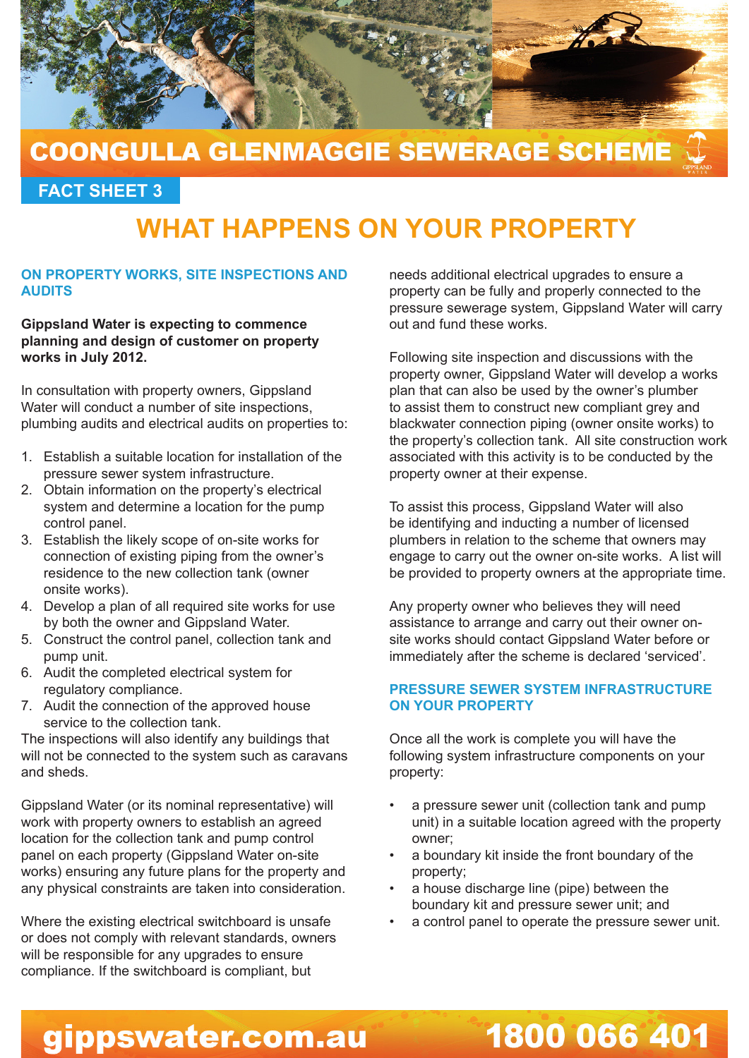# COONGULLA GLENMAGGIE SEWERAGE SCHEME

## FACT SHEET 3

# WHAT HAPPENS ON YOUR PROPERTY

### ON PROPERTY WORKS, SITE INSPECTIONS AND AUDITS

**Gippsland Water is expecting to commence planning and design of customer on property works in July 2012.**

In consultation with property owners, Gippsland Water will conduct a number of site inspections, plumbing audits and electrical audits on properties to:

1. Establish a suitable location for installation of the pressure sewer system infrastructure.
2. Obtain information on the property's electrical system and determine a location for the pump control panel.
3. Establish the likely scope of on-site works for connection of existing piping from the owner's residence to the new collection tank (owner onsite works).
4. Develop a plan of all required site works for use by both the owner and Gippsland Water.
5. Construct the control panel, collection tank and pump unit.
6. Audit the completed electrical system for regulatory compliance.
7. Audit the connection of the approved house service to the collection tank.

The inspections will also identify any buildings that will not be connected to the system such as caravans and sheds.

Gippsland Water (or its nominal representative) will work with property owners to establish an agreed location for the collection tank and pump control panel on each property (Gippsland Water on-site works) ensuring any future plans for the property and any physical constraints are taken into consideration.

Where the existing electrical switchboard is unsafe or does not comply with relevant standards, owners will be responsible for any upgrades to ensure compliance. If the switchboard is compliant, but needs additional electrical upgrades to ensure a property can be fully and properly connected to the pressure sewerage system, Gippsland Water will carry out and fund these works.

Following site inspection and discussions with the property owner, Gippsland Water will develop a works plan that can also be used by the owner's plumber to assist them to construct new compliant grey and blackwater connection piping (owner onsite works) to the property's collection tank. All site construction work associated with this activity is to be conducted by the property owner at their expense.

To assist this process, Gippsland Water will also be identifying and inducting a number of licensed plumbers in relation to the scheme that owners may engage to carry out the owner on-site works. A list will be provided to property owners at the appropriate time.

Any property owner who believes they will need assistance to arrange and carry out their owner on-site works should contact Gippsland Water before or immediately after the scheme is declared 'serviced'.

### PRESSURE SEWER SYSTEM INFRASTRUCTURE ON YOUR PROPERTY

Once all the work is complete you will have the following system infrastructure components on your property:

- a pressure sewer unit (collection tank and pump unit) in a suitable location agreed with the property owner;
- a boundary kit inside the front boundary of the property;
- a house discharge line (pipe) between the boundary kit and pressure sewer unit; and
- a control panel to operate the pressure sewer unit.

gippswater.com.au 1800 066 401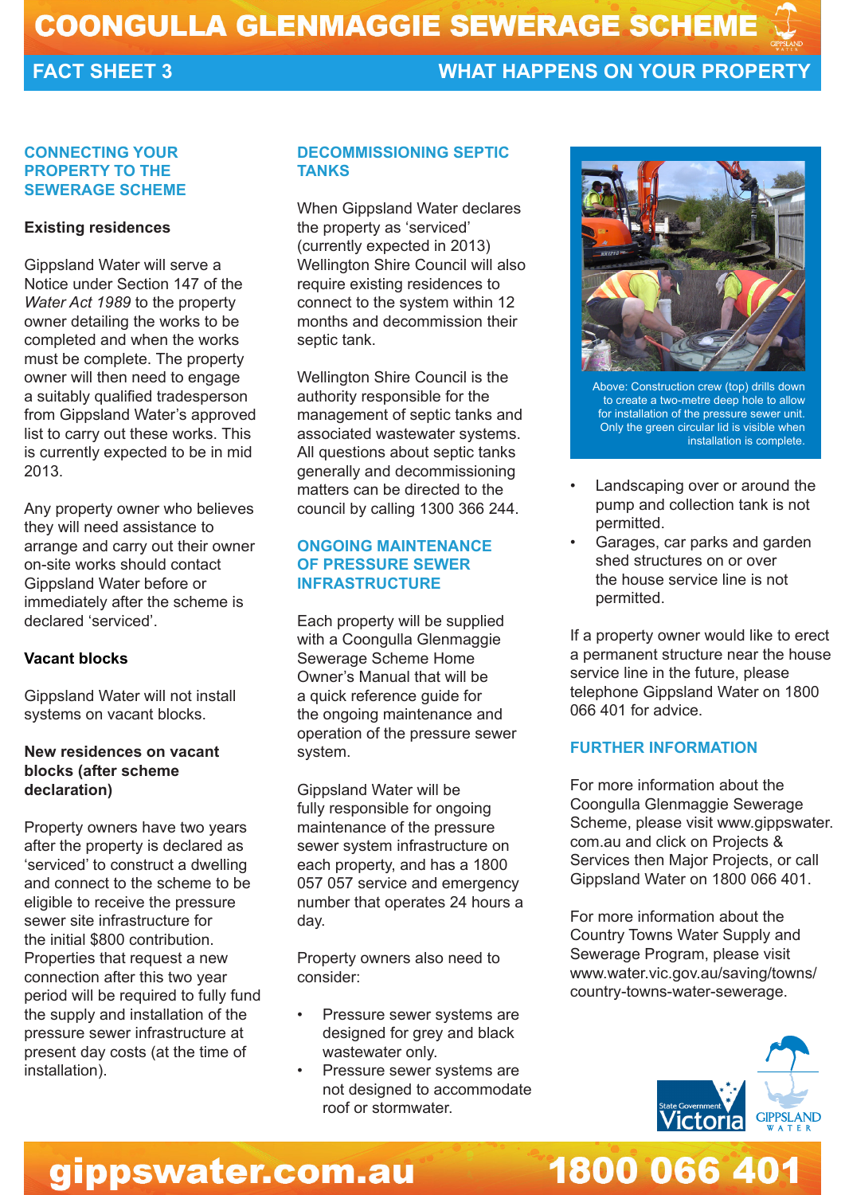# COONGULLA GLENMAGGIE SEWERAGE SCHEME

## FACT SHEET 3 — WHAT HAPPENS ON YOUR PROPERTY

### CONNECTING YOUR PROPERTY TO THE SEWERAGE SCHEME

**Existing residences**

Gippsland Water will serve a Notice under Section 147 of the *Water Act 1989* to the property owner detailing the works to be completed and when the works must be complete. The property owner will then need to engage a suitably qualified tradesperson from Gippsland Water's approved list to carry out these works. This is currently expected to be in mid 2013.

Any property owner who believes they will need assistance to arrange and carry out their owner on-site works should contact Gippsland Water before or immediately after the scheme is declared 'serviced'.

**Vacant blocks**

Gippsland Water will not install systems on vacant blocks.

**New residences on vacant blocks (after scheme declaration)**

Property owners have two years after the property is declared as 'serviced' to construct a dwelling and connect to the scheme to be eligible to receive the pressure sewer site infrastructure for the initial $800 contribution. Properties that request a new connection after this two year period will be required to fully fund the supply and installation of the pressure sewer infrastructure at present day costs (at the time of installation).

### DECOMMISSIONING SEPTIC TANKS

When Gippsland Water declares the property as 'serviced' (currently expected in 2013) Wellington Shire Council will also require existing residences to connect to the system within 12 months and decommission their septic tank.

Wellington Shire Council is the authority responsible for the management of septic tanks and associated wastewater systems. All questions about septic tanks generally and decommissioning matters can be directed to the council by calling 1300 366 244.

### ONGOING MAINTENANCE OF PRESSURE SEWER INFRASTRUCTURE

Each property will be supplied with a Coongulla Glenmaggie Sewerage Scheme Home Owner's Manual that will be a quick reference guide for the ongoing maintenance and operation of the pressure sewer system.

Gippsland Water will be fully responsible for ongoing maintenance of the pressure sewer system infrastructure on each property, and has a 1800 057 057 service and emergency number that operates 24 hours a day.

Property owners also need to consider:

- Pressure sewer systems are designed for grey and black wastewater only.
- Pressure sewer systems are not designed to accommodate roof or stormwater.

Above: Construction crew (top) drills down to create a two-metre deep hole to allow for installation of the pressure sewer unit. Only the green circular lid is visible when installation is complete.

- Landscaping over or around the pump and collection tank is not permitted.
- Garages, car parks and garden shed structures on or over the house line is not permitted.

If a property owner would like to erect a permanent structure near the house service line in the future, please telephone Gippsland Water on 1800 066 401 for advice.

### FURTHER INFORMATION

For more information about the Coongulla Glenmaggie Sewerage Scheme, please visit www.gippswater.com.au and click on Projects & Services then Major Projects, or call Gippsland Water on 1800 066 401.

For more information about the Country Towns Water Supply and Sewerage Program, please visit www.water.vic.gov.au/saving/towns/country-towns-water-sewerage.

gippswater.com.au — 1800 066 401